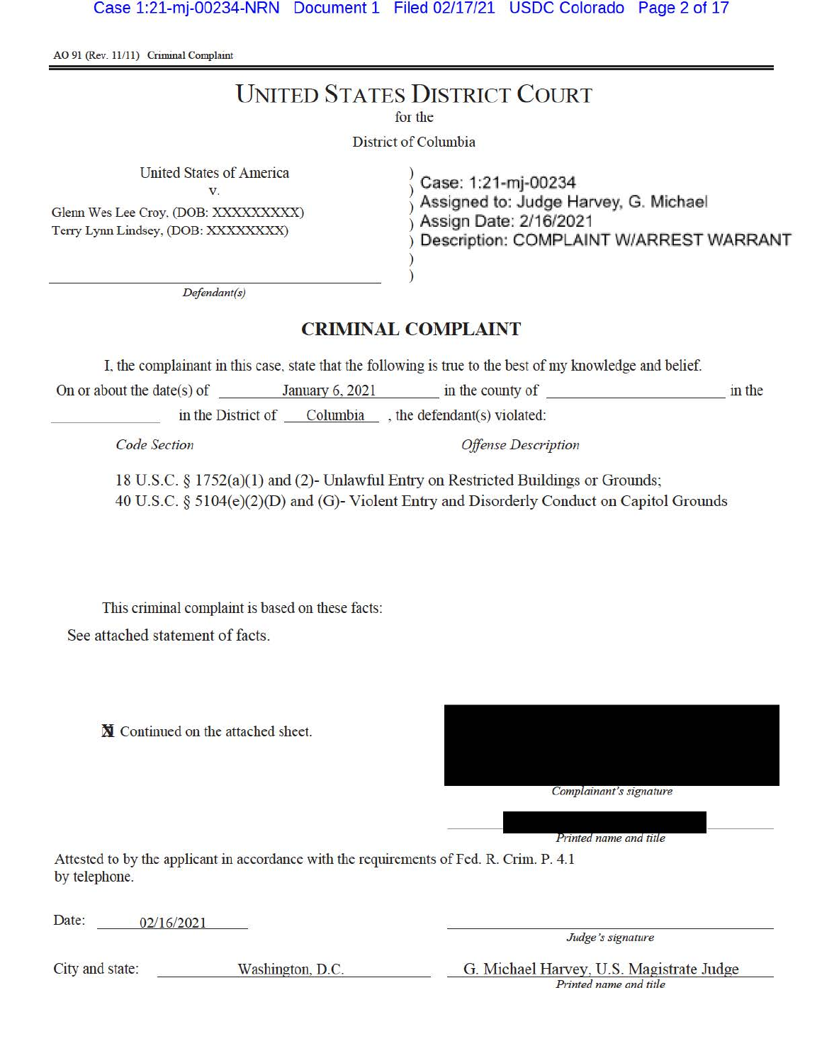AO 91 (Rev. 11/11) Criminal Complaint

# UNITED STATES DISTRICT COURT

for the

District of Columbia

United States of America
v.
Glenn Wes Lee Croy, (DOB: XXXXXXXXX)
Terry Lynn Lindsey, (DOB: XXXXXXXX)

*Defendant(s)*

Case: 1:21-mj-00234
Assigned to: Judge Harvey, G. Michael
Assign Date: 2/16/2021
Description: COMPLAINT W/ARREST WARRANT

## CRIMINAL COMPLAINT

I, the complainant in this case, state that the following is true to the best of my knowledge and belief.

On or about the date(s) of January 6, 2021 in the county of \_\_\_\_\_\_\_\_ in the \_\_\_\_\_\_\_\_ in the District of Columbia, the defendant(s) violated:

| *Code Section* | *Offense Description* |
|---|---|

18 U.S.C. § 1752(a)(1) and (2)- Unlawful Entry on Restricted Buildings or Grounds;
40 U.S.C. § 5104(e)(2)(D) and (G)- Violent Entry and Disorderly Conduct on Capitol Grounds

This criminal complaint is based on these facts:

See attached statement of facts.

☒ Continued on the attached sheet.

*Complainant's signature*

*Printed name and title*

Attested to by the applicant in accordance with the requirements of Fed. R. Crim. P. 4.1 by telephone.

Date: 02/16/2021

*Judge's signature*

City and state: Washington, D.C.

G. Michael Harvey, U.S. Magistrate Judge
*Printed name and title*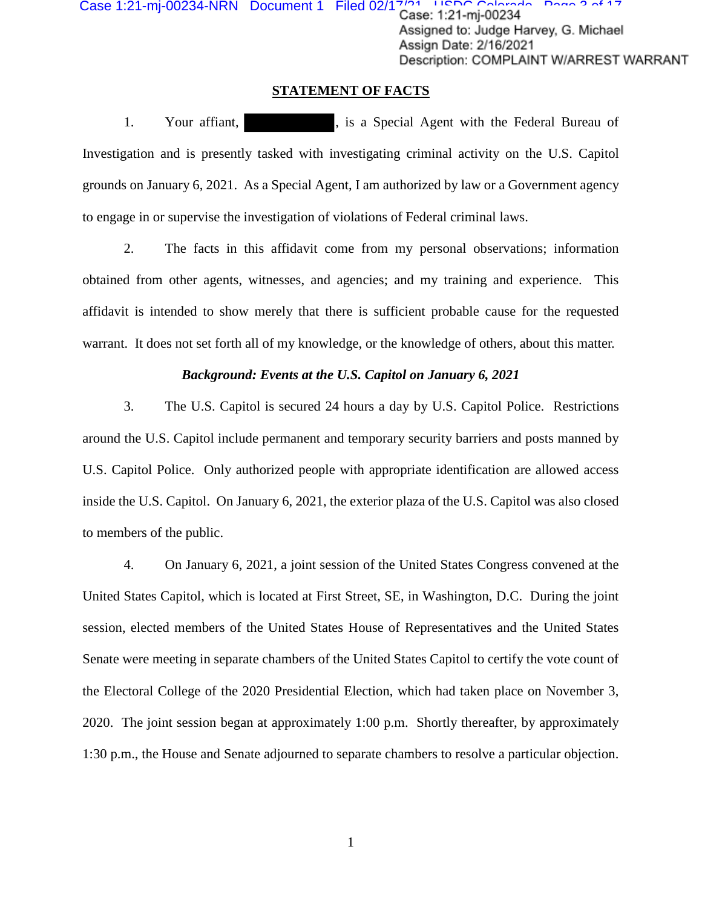## STATEMENT OF FACTS

1. Your affiant, ██████████, is a Special Agent with the Federal Bureau of Investigation and is presently tasked with investigating criminal activity on the U.S. Capitol grounds on January 6, 2021. As a Special Agent, I am authorized by law or a Government agency to engage in or supervise the investigation of violations of Federal criminal laws.

2. The facts in this affidavit come from my personal observations; information obtained from other agents, witnesses, and agencies; and my training and experience. This affidavit is intended to show merely that there is sufficient probable cause for the requested warrant. It does not set forth all of my knowledge, or the knowledge of others, about this matter.

### *Background: Events at the U.S. Capitol on January 6, 2021*

3. The U.S. Capitol is secured 24 hours a day by U.S. Capitol Police. Restrictions around the U.S. Capitol include permanent and temporary security barriers and posts manned by U.S. Capitol Police. Only authorized people with appropriate identification are allowed access inside the U.S. Capitol. On January 6, 2021, the exterior plaza of the U.S. Capitol was also closed to members of the public.

4. On January 6, 2021, a joint session of the United States Congress convened at the United States Capitol, which is located at First Street, SE, in Washington, D.C. During the joint session, elected members of the United States House of Representatives and the United States Senate were meeting in separate chambers of the United States Capitol to certify the vote count of the Electoral College of the 2020 Presidential Election, which had taken place on November 3, 2020. The joint session began at approximately 1:00 p.m. Shortly thereafter, by approximately 1:30 p.m., the House and Senate adjourned to separate chambers to resolve a particular objection.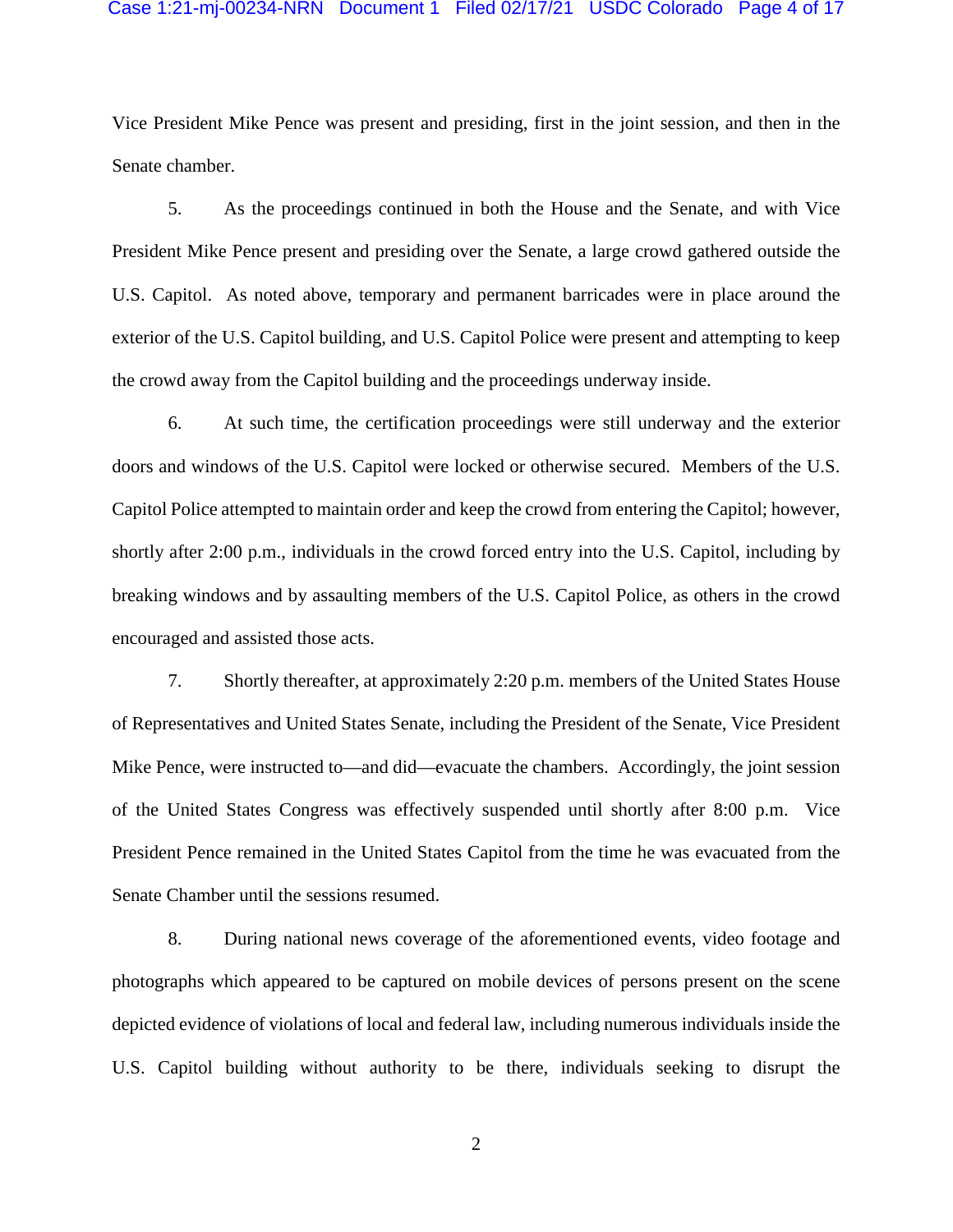Vice President Mike Pence was present and presiding, first in the joint session, and then in the Senate chamber.

5. As the proceedings continued in both the House and the Senate, and with Vice President Mike Pence present and presiding over the Senate, a large crowd gathered outside the U.S. Capitol. As noted above, temporary and permanent barricades were in place around the exterior of the U.S. Capitol building, and U.S. Capitol Police were present and attempting to keep the crowd away from the Capitol building and the proceedings underway inside.

6. At such time, the certification proceedings were still underway and the exterior doors and windows of the U.S. Capitol were locked or otherwise secured. Members of the U.S. Capitol Police attempted to maintain order and keep the crowd from entering the Capitol; however, shortly after 2:00 p.m., individuals in the crowd forced entry into the U.S. Capitol, including by breaking windows and by assaulting members of the U.S. Capitol Police, as others in the crowd encouraged and assisted those acts.

7. Shortly thereafter, at approximately 2:20 p.m. members of the United States House of Representatives and United States Senate, including the President of the Senate, Vice President Mike Pence, were instructed to—and did—evacuate the chambers. Accordingly, the joint session of the United States Congress was effectively suspended until shortly after 8:00 p.m. Vice President Pence remained in the United States Capitol from the time he was evacuated from the Senate Chamber until the sessions resumed.

8. During national news coverage of the aforementioned events, video footage and photographs which appeared to be captured on mobile devices of persons present on the scene depicted evidence of violations of local and federal law, including numerous individuals inside the U.S. Capitol building without authority to be there, individuals seeking to disrupt the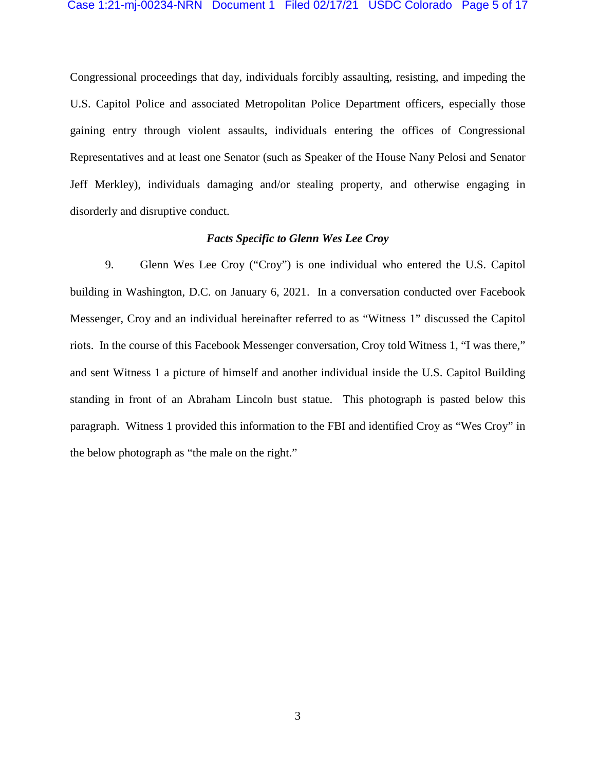Congressional proceedings that day, individuals forcibly assaulting, resisting, and impeding the U.S. Capitol Police and associated Metropolitan Police Department officers, especially those gaining entry through violent assaults, individuals entering the offices of Congressional Representatives and at least one Senator (such as Speaker of the House Nany Pelosi and Senator Jeff Merkley), individuals damaging and/or stealing property, and otherwise engaging in disorderly and disruptive conduct.

***Facts Specific to Glenn Wes Lee Croy***

9. Glenn Wes Lee Croy ("Croy") is one individual who entered the U.S. Capitol building in Washington, D.C. on January 6, 2021. In a conversation conducted over Facebook Messenger, Croy and an individual hereinafter referred to as "Witness 1" discussed the Capitol riots. In the course of this Facebook Messenger conversation, Croy told Witness 1, "I was there," and sent Witness 1 a picture of himself and another individual inside the U.S. Capitol Building standing in front of an Abraham Lincoln bust statue. This photograph is pasted below this paragraph. Witness 1 provided this information to the FBI and identified Croy as "Wes Croy" in the below photograph as "the male on the right."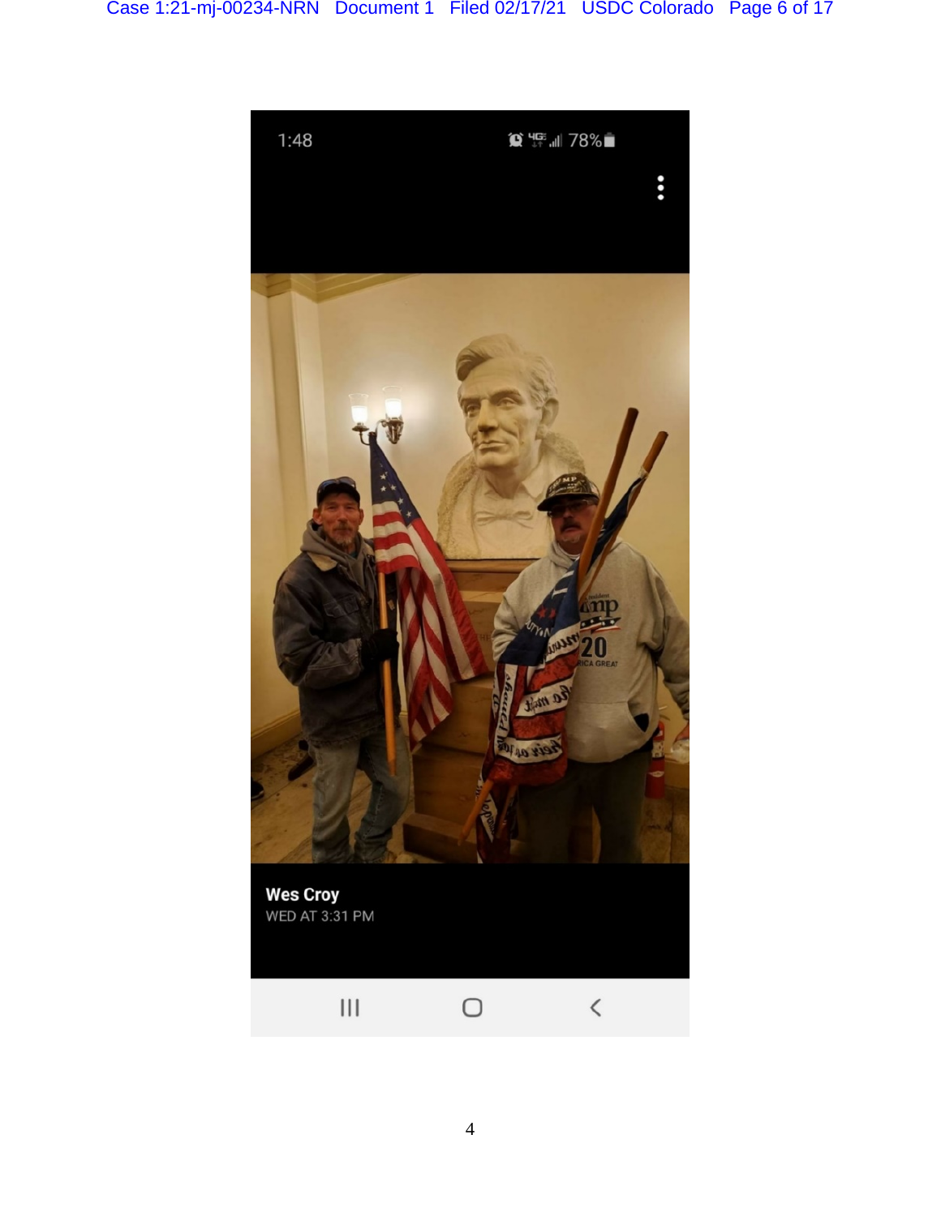Wes Croy

WED AT 3:31 PM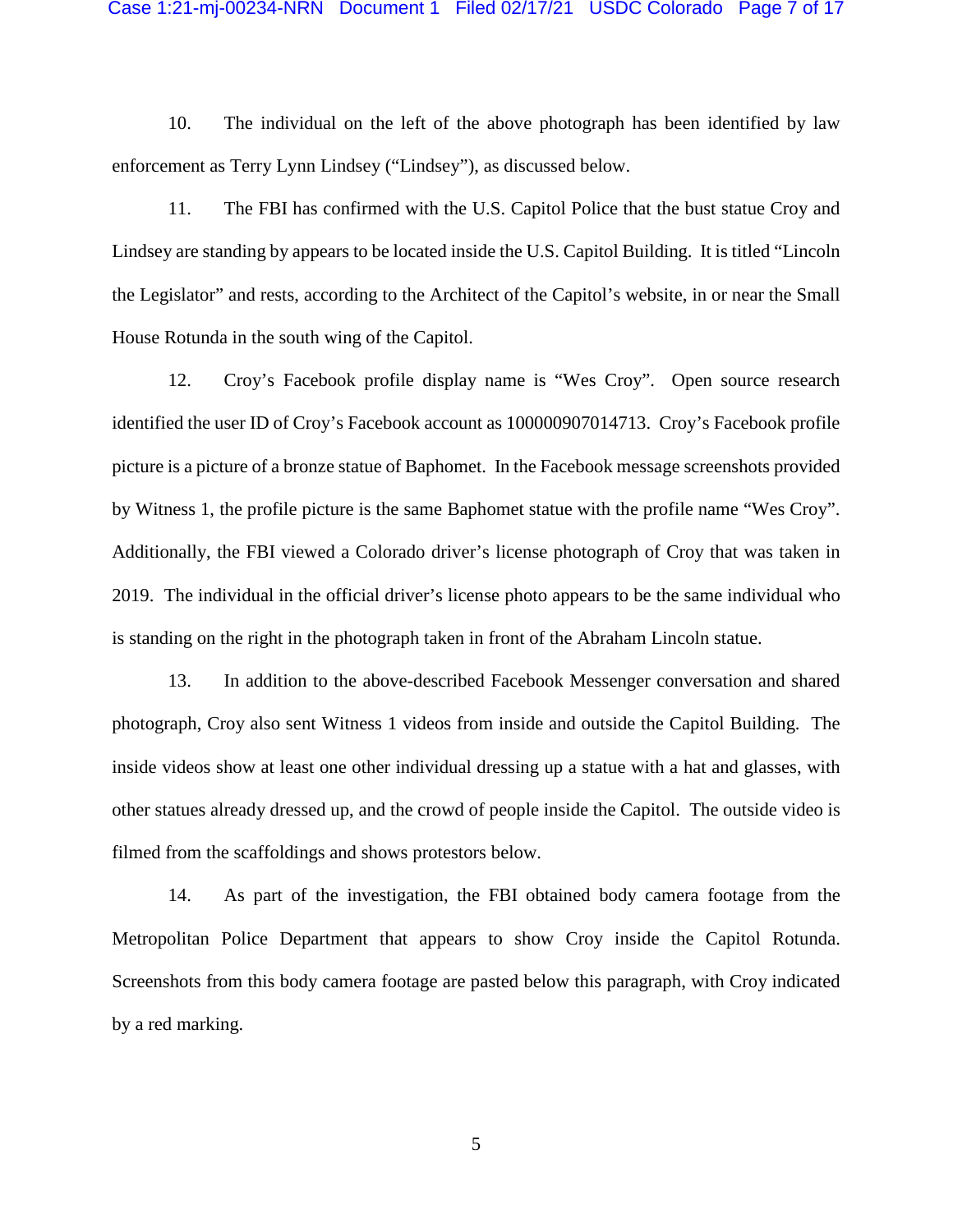10. The individual on the left of the above photograph has been identified by law enforcement as Terry Lynn Lindsey ("Lindsey"), as discussed below.

11. The FBI has confirmed with the U.S. Capitol Police that the bust statue Croy and Lindsey are standing by appears to be located inside the U.S. Capitol Building. It is titled "Lincoln the Legislator" and rests, according to the Architect of the Capitol's website, in or near the Small House Rotunda in the south wing of the Capitol.

12. Croy's Facebook profile display name is "Wes Croy". Open source research identified the user ID of Croy's Facebook account as 100000907014713. Croy's Facebook profile picture is a picture of a bronze statue of Baphomet. In the Facebook message screenshots provided by Witness 1, the profile picture is the same Baphomet statue with the profile name "Wes Croy". Additionally, the FBI viewed a Colorado driver's license photograph of Croy that was taken in 2019. The individual in the official driver's license photo appears to be the same individual who is standing on the right in the photograph taken in front of the Abraham Lincoln statue.

13. In addition to the above-described Facebook Messenger conversation and shared photograph, Croy also sent Witness 1 videos from inside and outside the Capitol Building. The inside videos show at least one other individual dressing up a statue with a hat and glasses, with other statues already dressed up, and the crowd of people inside the Capitol. The outside video is filmed from the scaffoldings and shows protestors below.

14. As part of the investigation, the FBI obtained body camera footage from the Metropolitan Police Department that appears to show Croy inside the Capitol Rotunda. Screenshots from this body camera footage are pasted below this paragraph, with Croy indicated by a red marking.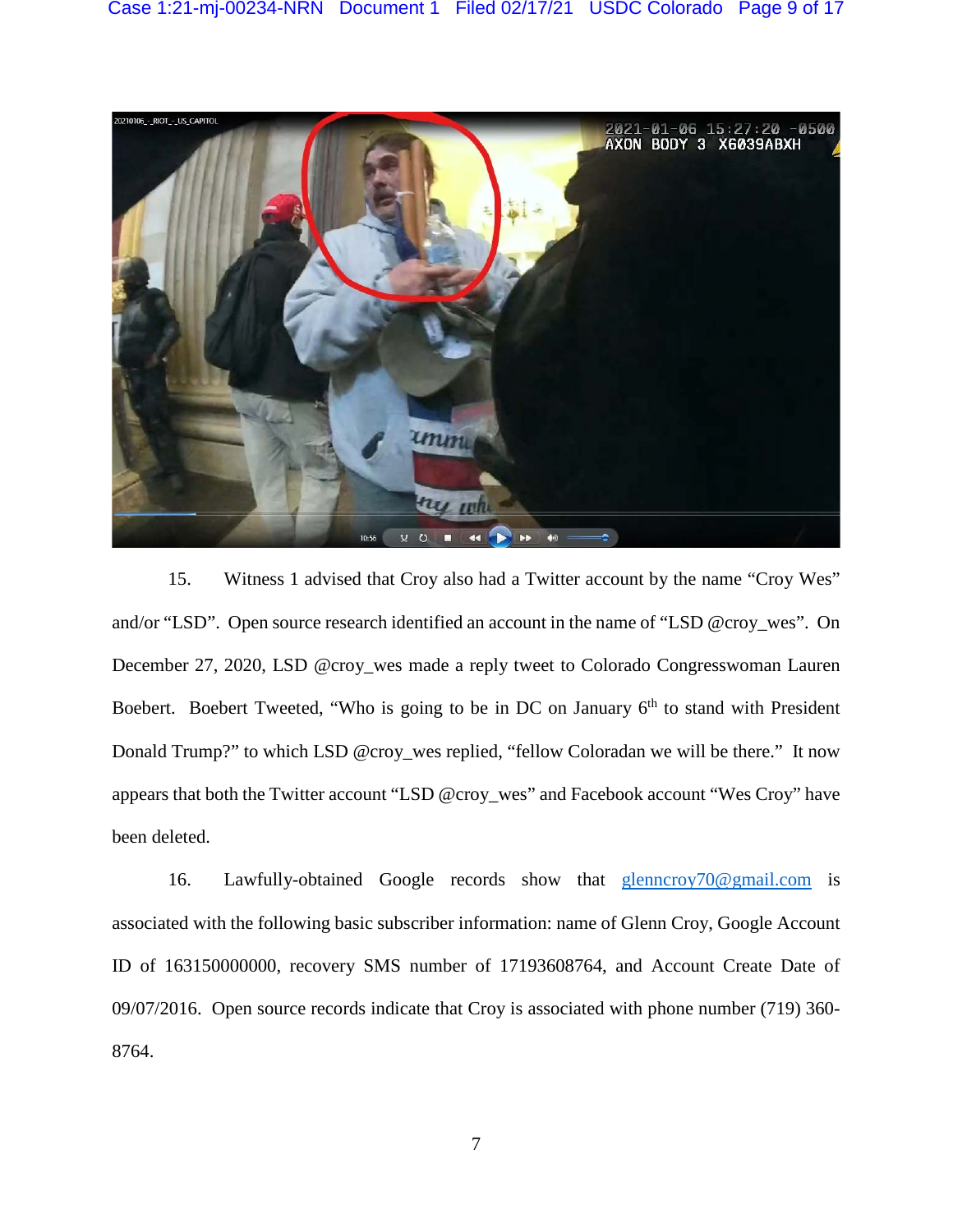15. Witness 1 advised that Croy also had a Twitter account by the name "Croy Wes" and/or "LSD". Open source research identified an account in the name of "LSD @croy_wes". On December 27, 2020, LSD @croy_wes made a reply tweet to Colorado Congresswoman Lauren Boebert. Boebert Tweeted, "Who is going to be in DC on January 6th to stand with President Donald Trump?" to which LSD @croy_wes replied, "fellow Coloradan we will be there." It now appears that both the Twitter account "LSD @croy_wes" and Facebook account "Wes Croy" have been deleted.

16. Lawfully-obtained Google records show that glenncroy70@gmail.com is associated with the following basic subscriber information: name of Glenn Croy, Google Account ID of 163150000000, recovery SMS number of 17193608764, and Account Create Date of 09/07/2016. Open source records indicate that Croy is associated with phone number (719) 360-8764.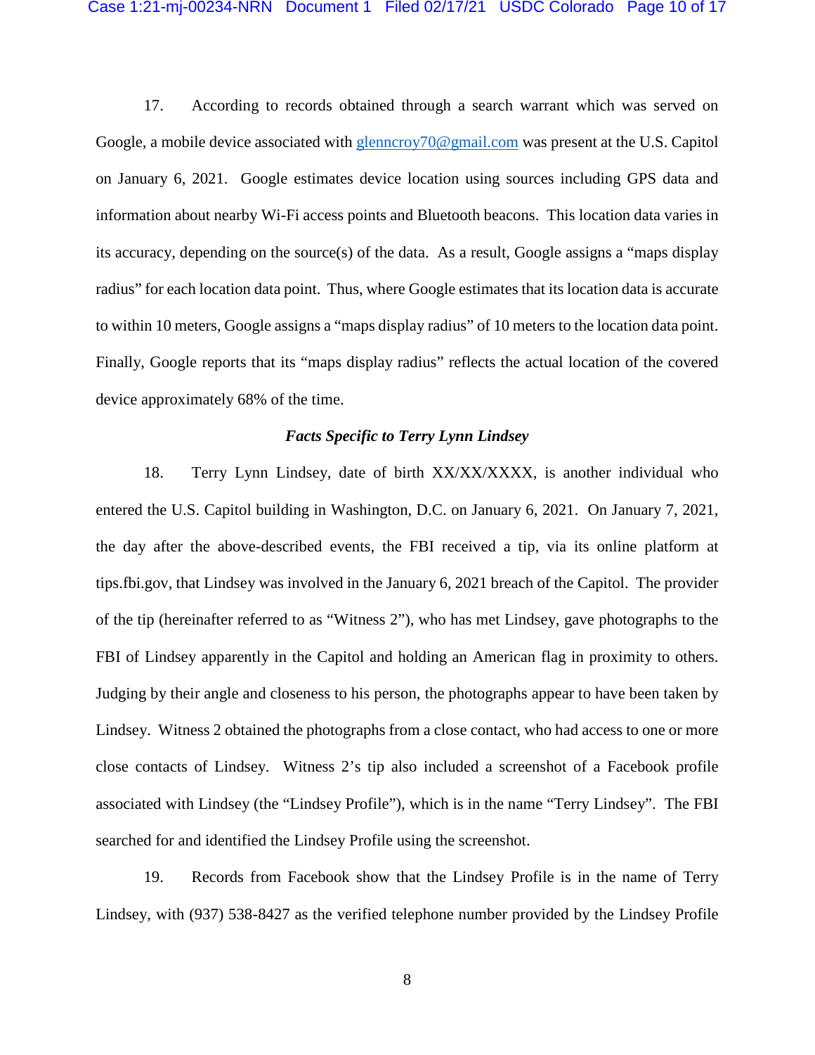17. According to records obtained through a search warrant which was served on Google, a mobile device associated with glenncroy70@gmail.com was present at the U.S. Capitol on January 6, 2021. Google estimates device location using sources including GPS data and information about nearby Wi-Fi access points and Bluetooth beacons. This location data varies in its accuracy, depending on the source(s) of the data. As a result, Google assigns a "maps display radius" for each location data point. Thus, where Google estimates that its location data is accurate to within 10 meters, Google assigns a "maps display radius" of 10 meters to the location data point. Finally, Google reports that its "maps display radius" reflects the actual location of the covered device approximately 68% of the time.

***Facts Specific to Terry Lynn Lindsey***

18. Terry Lynn Lindsey, date of birth XX/XX/XXXX, is another individual who entered the U.S. Capitol building in Washington, D.C. on January 6, 2021. On January 7, 2021, the day after the above-described events, the FBI received a tip, via its online platform at tips.fbi.gov, that Lindsey was involved in the January 6, 2021 breach of the Capitol. The provider of the tip (hereinafter referred to as "Witness 2"), who has met Lindsey, gave photographs to the FBI of Lindsey apparently in the Capitol and holding an American flag in proximity to others. Judging by their angle and closeness to his person, the photographs appear to have been taken by Lindsey. Witness 2 obtained the photographs from a close contact, who had access to one or more close contacts of Lindsey. Witness 2's tip also included a screenshot of a Facebook profile associated with Lindsey (the "Lindsey Profile"), which is in the name "Terry Lindsey". The FBI searched for and identified the Lindsey Profile using the screenshot.

19. Records from Facebook show that the Lindsey Profile is in the name of Terry Lindsey, with (937) 538-8427 as the verified telephone number provided by the Lindsey Profile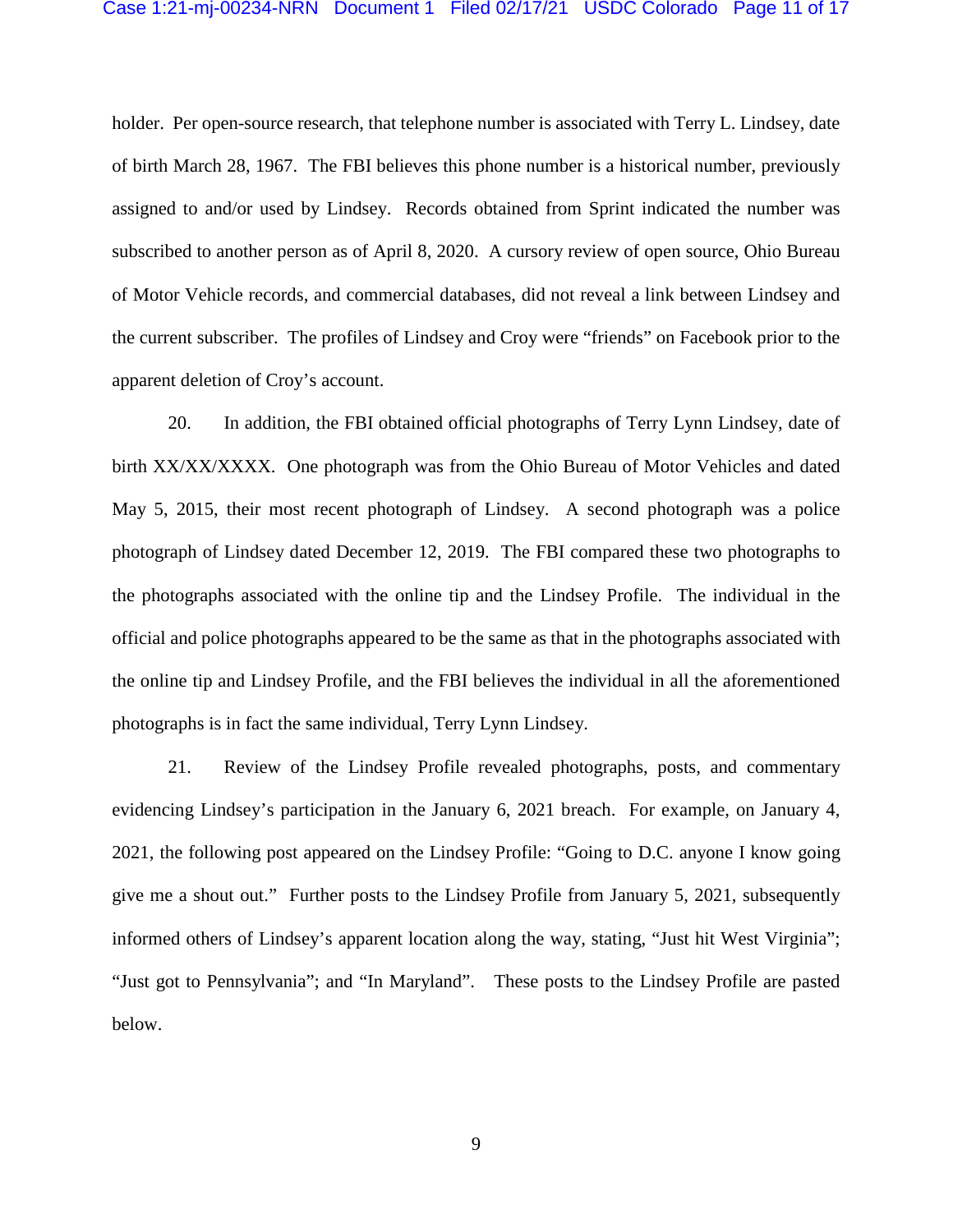holder. Per open-source research, that telephone number is associated with Terry L. Lindsey, date of birth March 28, 1967. The FBI believes this phone number is a historical number, previously assigned to and/or used by Lindsey. Records obtained from Sprint indicated the number was subscribed to another person as of April 8, 2020. A cursory review of open source, Ohio Bureau of Motor Vehicle records, and commercial databases, did not reveal a link between Lindsey and the current subscriber. The profiles of Lindsey and Croy were "friends" on Facebook prior to the apparent deletion of Croy's account.

20. In addition, the FBI obtained official photographs of Terry Lynn Lindsey, date of birth XX/XX/XXXX. One photograph was from the Ohio Bureau of Motor Vehicles and dated May 5, 2015, their most recent photograph of Lindsey. A second photograph was a police photograph of Lindsey dated December 12, 2019. The FBI compared these two photographs to the photographs associated with the online tip and the Lindsey Profile. The individual in the official and police photographs appeared to be the same as that in the photographs associated with the online tip and Lindsey Profile, and the FBI believes the individual in all the aforementioned photographs is in fact the same individual, Terry Lynn Lindsey.

21. Review of the Lindsey Profile revealed photographs, posts, and commentary evidencing Lindsey's participation in the January 6, 2021 breach. For example, on January 4, 2021, the following post appeared on the Lindsey Profile: "Going to D.C. anyone I know going give me a shout out." Further posts to the Lindsey Profile from January 5, 2021, subsequently informed others of Lindsey's apparent location along the way, stating, "Just hit West Virginia"; "Just got to Pennsylvania"; and "In Maryland". These posts to the Lindsey Profile are pasted below.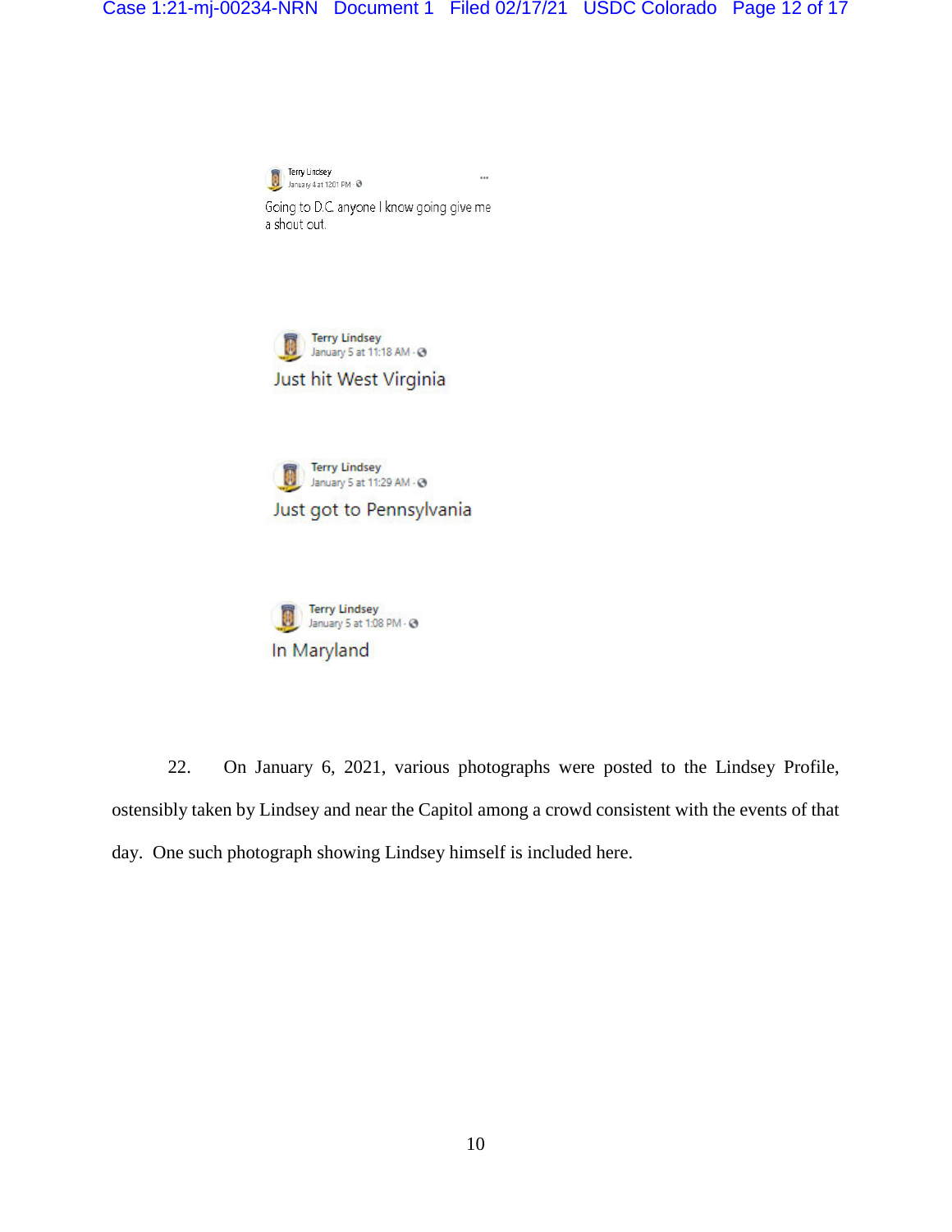Terry Lindsey
January 4 at 12:01 PM

Going to D.C. anyone I know going give me a shout out.

Terry Lindsey
January 5 at 11:18 AM

Just hit West Virginia

Terry Lindsey
January 5 at 11:29 AM

Just got to Pennsylvania

Terry Lindsey
January 5 at 1:08 PM

In Maryland

22. On January 6, 2021, various photographs were posted to the Lindsey Profile, ostensibly taken by Lindsey and near the Capitol among a crowd consistent with the events of that day. One such photograph showing Lindsey himself is included here.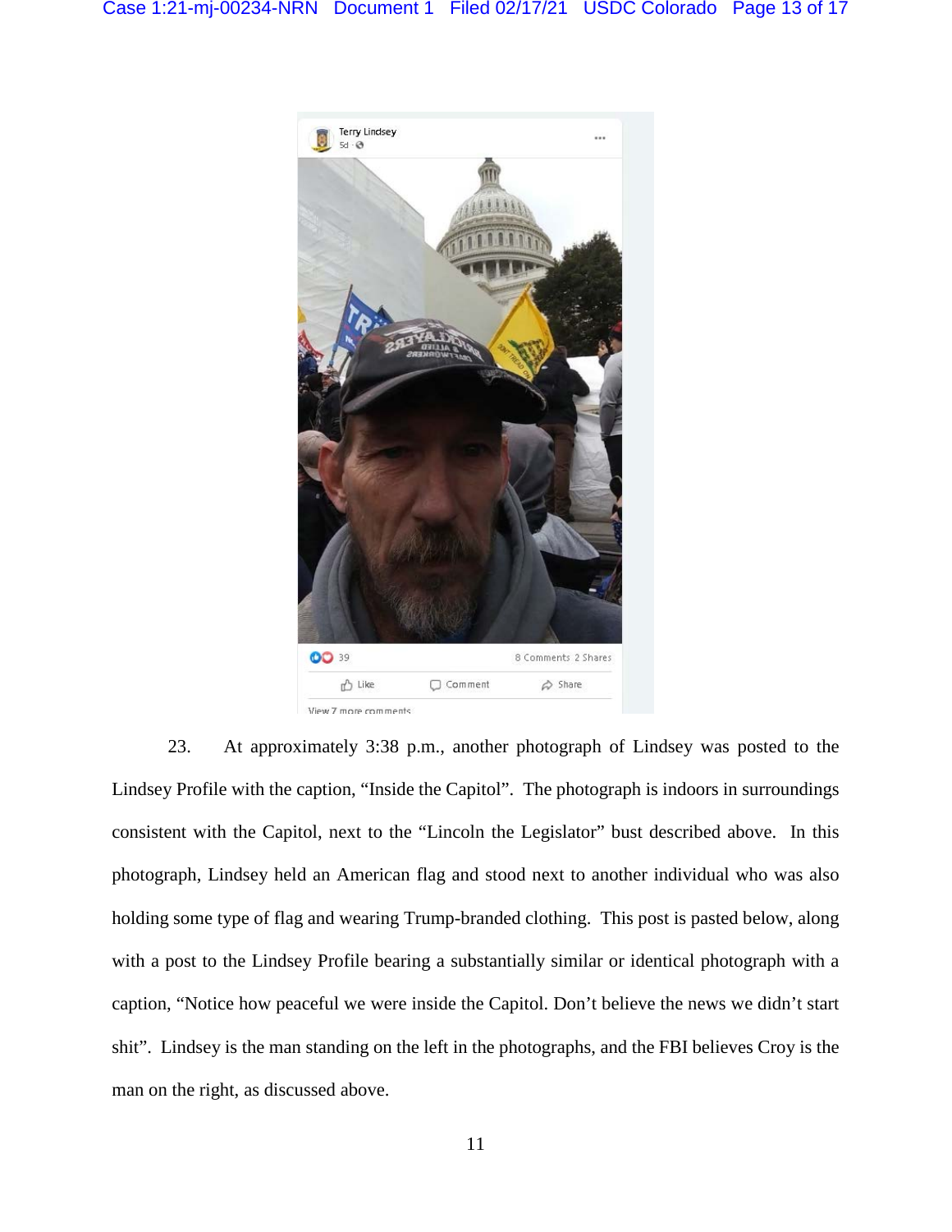23. At approximately 3:38 p.m., another photograph of Lindsey was posted to the Lindsey Profile with the caption, "Inside the Capitol". The photograph is indoors in surroundings consistent with the Capitol, next to the "Lincoln the Legislator" bust described above. In this photograph, Lindsey held an American flag and stood next to another individual who was also holding some type of flag and wearing Trump-branded clothing. This post is pasted below, along with a post to the Lindsey Profile bearing a substantially similar or identical photograph with a caption, "Notice how peaceful we were inside the Capitol. Don't believe the news we didn't start shit". Lindsey is the man standing on the left in the photographs, and the FBI believes Croy is the man on the right, as discussed above.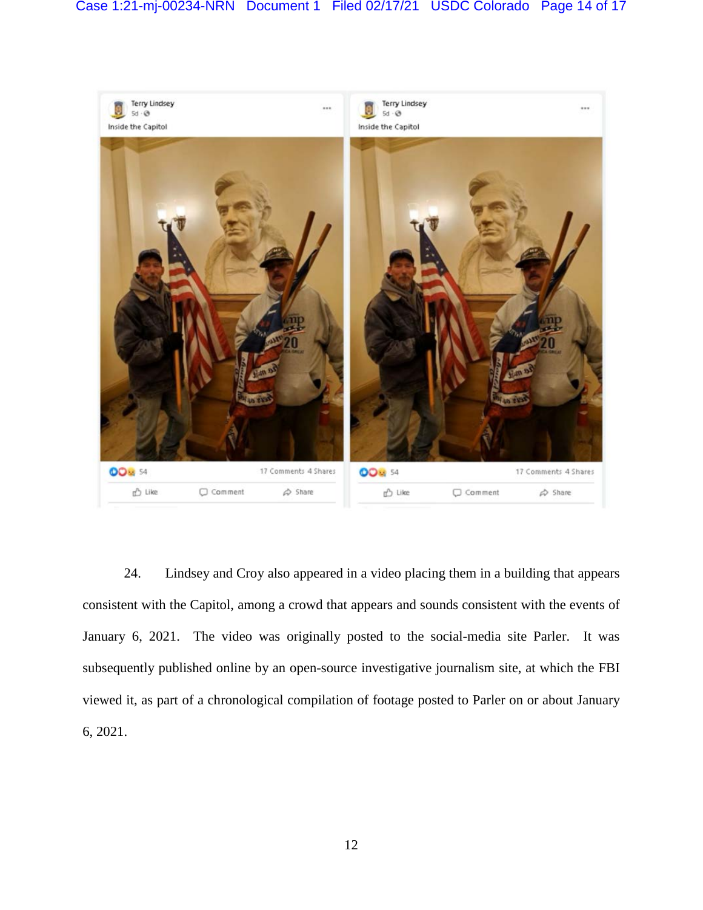24. Lindsey and Croy also appeared in a video placing them in a building that appears consistent with the Capitol, among a crowd that appears and sounds consistent with the events of January 6, 2021. The video was originally posted to the social-media site Parler. It was subsequently published online by an open-source investigative journalism site, at which the FBI viewed it, as part of a chronological compilation of footage posted to Parler on or about January 6, 2021.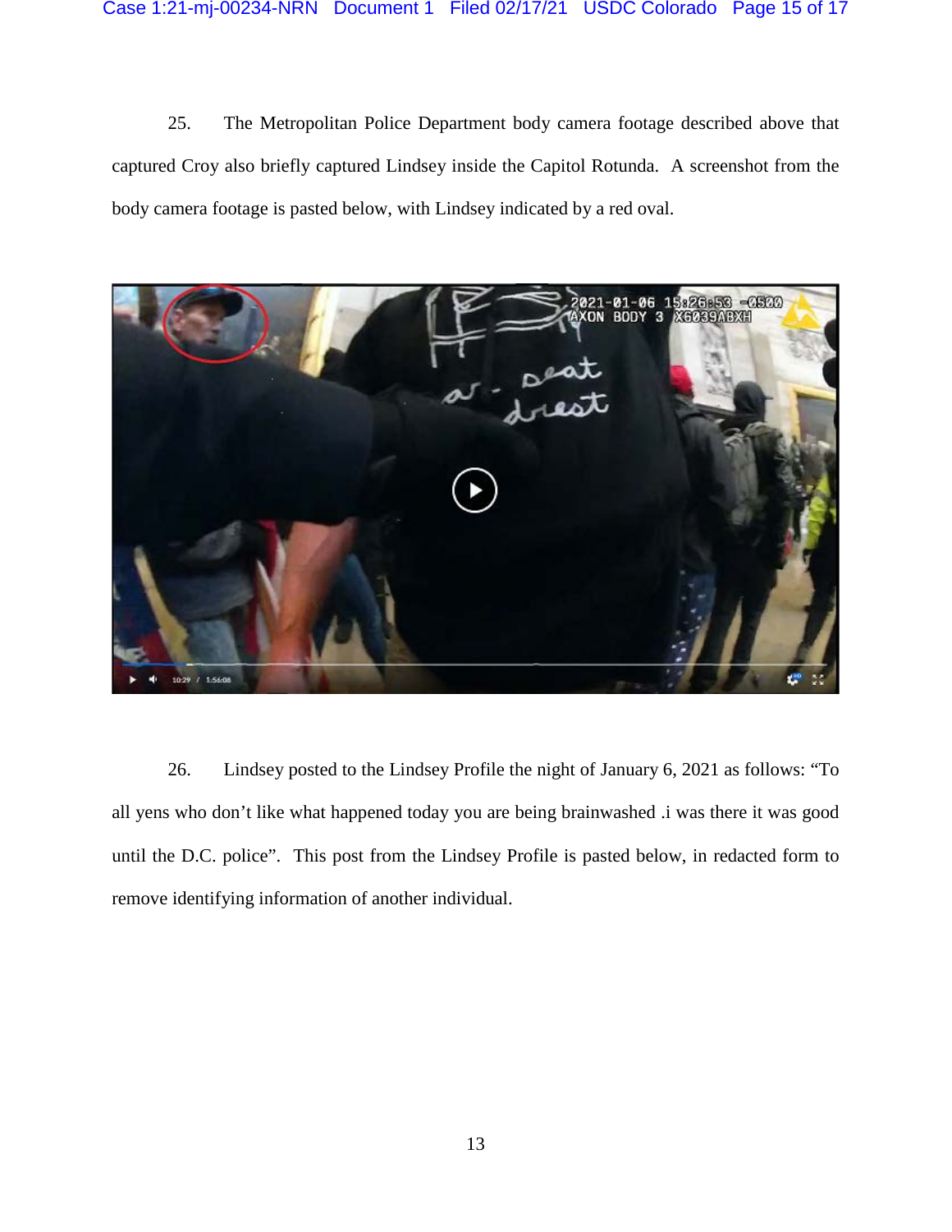25. The Metropolitan Police Department body camera footage described above that captured Croy also briefly captured Lindsey inside the Capitol Rotunda. A screenshot from the body camera footage is pasted below, with Lindsey indicated by a red oval.

26. Lindsey posted to the Lindsey Profile the night of January 6, 2021 as follows: "To all yens who don't like what happened today you are being brainwashed .i was there it was good until the D.C. police". This post from the Lindsey Profile is pasted below, in redacted form to remove identifying information of another individual.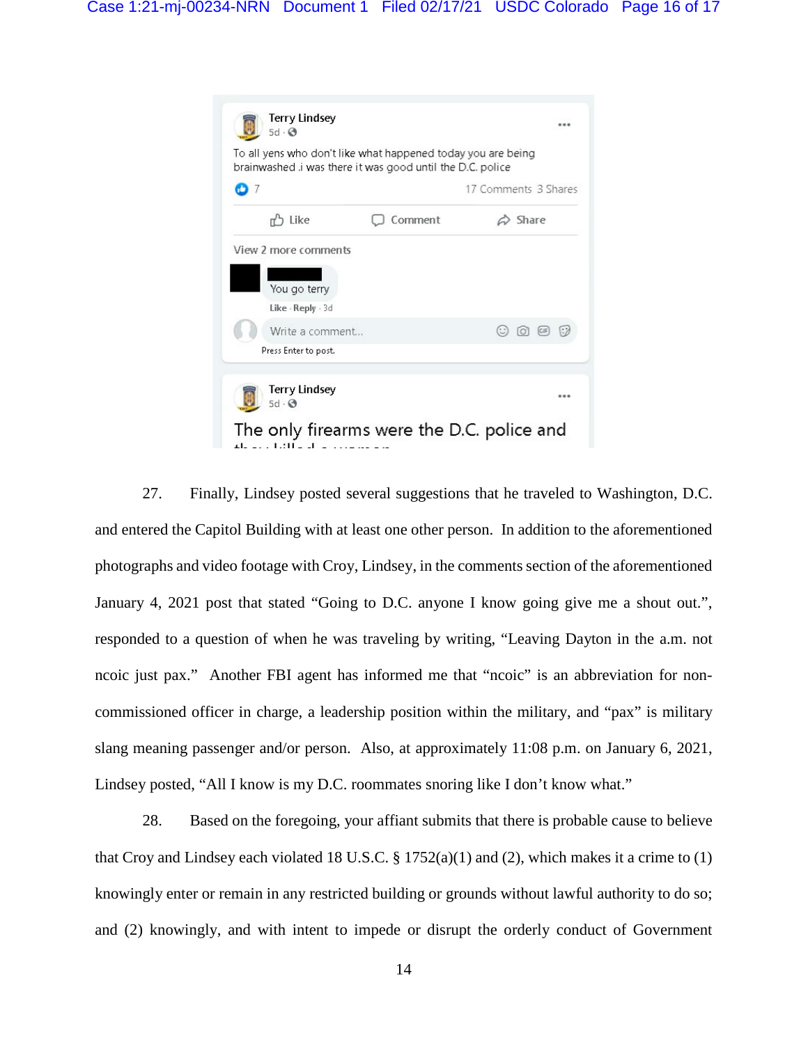> **Terry Lindsey**
> 5d ·
>
> To all yens who don't like what happened today you are being brainwashed .i was there it was good until the D.C. police
>
> 7 · 17 Comments 3 Shares
>
> Like · Comment · Share
>
> View 2 more comments
>
> You go terry
>
> Like · Reply · 3d
>
> Write a comment...
>
> Press Enter to post.

> **Terry Lindsey**
> 5d ·
>
> The only firearms were the D.C. police and they killed a woman

27. Finally, Lindsey posted several suggestions that he traveled to Washington, D.C. and entered the Capitol Building with at least one other person. In addition to the aforementioned photographs and video footage with Croy, Lindsey, in the comments section of the aforementioned January 4, 2021 post that stated "Going to D.C. anyone I know going give me a shout out.", responded to a question of when he was traveling by writing, "Leaving Dayton in the a.m. not ncoic just pax." Another FBI agent has informed me that "ncoic" is an abbreviation for non-commissioned officer in charge, a leadership position within the military, and "pax" is military slang meaning passenger and/or person. Also, at approximately 11:08 p.m. on January 6, 2021, Lindsey posted, "All I know is my D.C. roommates snoring like I don't know what."

28. Based on the foregoing, your affiant submits that there is probable cause to believe that Croy and Lindsey each violated 18 U.S.C. § 1752(a)(1) and (2), which makes it a crime to (1) knowingly enter or remain in any restricted building or grounds without lawful authority to do so; and (2) knowingly, and with intent to impede or disrupt the orderly conduct of Government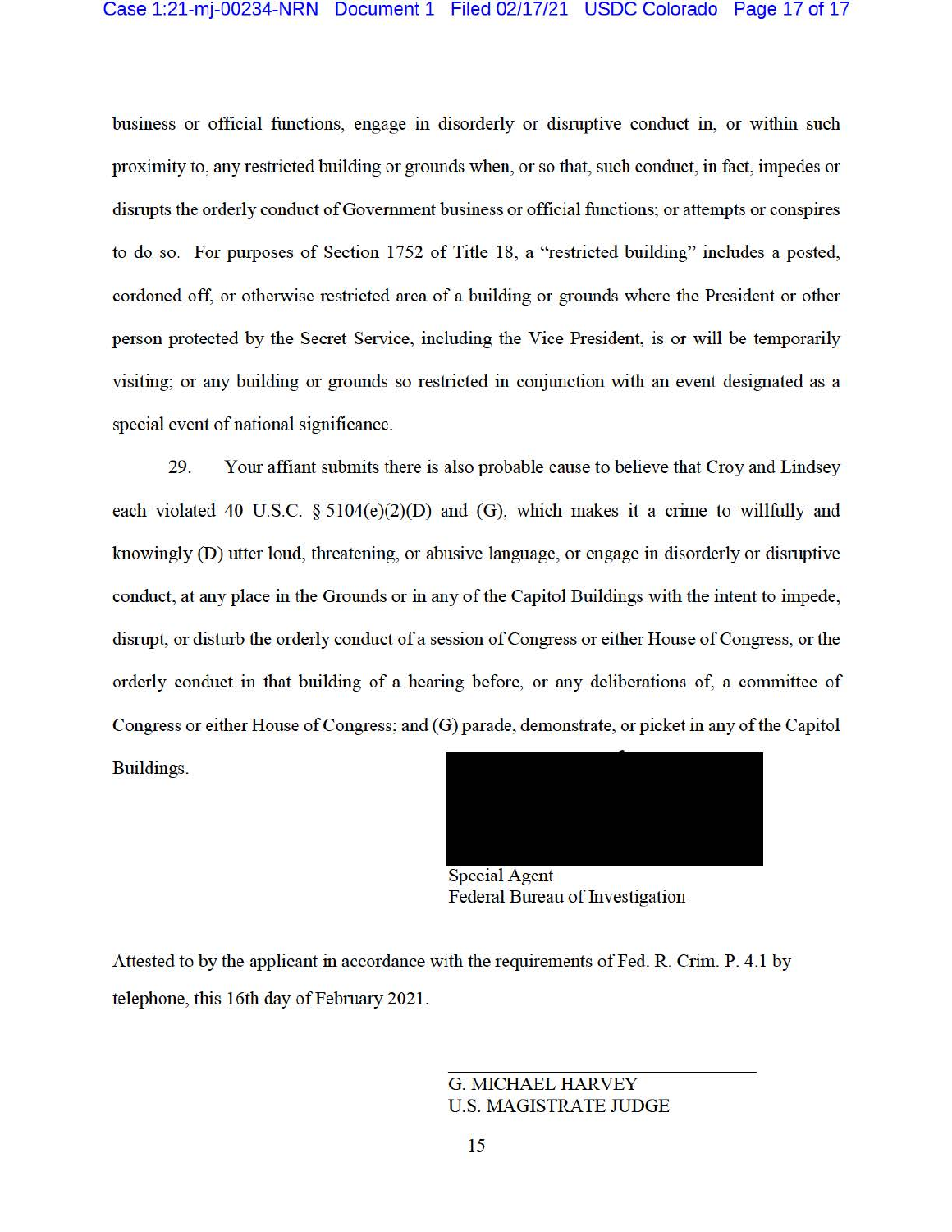business or official functions, engage in disorderly or disruptive conduct in, or within such proximity to, any restricted building or grounds when, or so that, such conduct, in fact, impedes or disrupts the orderly conduct of Government business or official functions; or attempts or conspires to do so. For purposes of Section 1752 of Title 18, a "restricted building" includes a posted, cordoned off, or otherwise restricted area of a building or grounds where the President or other person protected by the Secret Service, including the Vice President, is or will be temporarily visiting; or any building or grounds so restricted in conjunction with an event designated as a special event of national significance.

29. Your affiant submits there is also probable cause to believe that Croy and Lindsey each violated 40 U.S.C. § 5104(e)(2)(D) and (G), which makes it a crime to willfully and knowingly (D) utter loud, threatening, or abusive language, or engage in disorderly or disruptive conduct, at any place in the Grounds or in any of the Capitol Buildings with the intent to impede, disrupt, or disturb the orderly conduct of a session of Congress or either House of Congress, or the orderly conduct in that building of a hearing before, or any deliberations of, a committee of Congress or either House of Congress; and (G) parade, demonstrate, or picket in any of the Capitol Buildings.

Special Agent
Federal Bureau of Investigation

Attested to by the applicant in accordance with the requirements of Fed. R. Crim. P. 4.1 by telephone, this 16th day of February 2021.

G. MICHAEL HARVEY
U.S. MAGISTRATE JUDGE